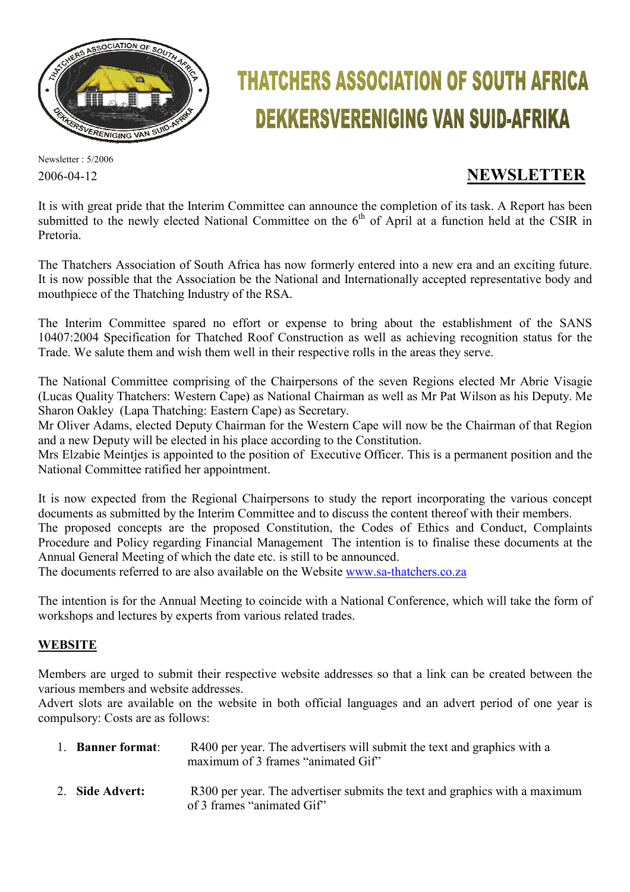# THATCHERS ASSOCIATION OF SOUTH AFRICA
# DEKKERSVERENIGING VAN SUID-AFRIKA

Newsletter : 5/2006

2006-04-12

## NEWSLETTER

It is with great pride that the Interim Committee can announce the completion of its task. A Report has been submitted to the newly elected National Committee on the 6th of April at a function held at the CSIR in Pretoria.

The Thatchers Association of South Africa has now formerly entered into a new era and an exciting future. It is now possible that the Association be the National and Internationally accepted representative body and mouthpiece of the Thatching Industry of the RSA.

The Interim Committee spared no effort or expense to bring about the establishment of the SANS 10407:2004 Specification for Thatched Roof Construction as well as achieving recognition status for the Trade. We salute them and wish them well in their respective rolls in the areas they serve.

The National Committee comprising of the Chairpersons of the seven Regions elected Mr Abrie Visagie (Lucas Quality Thatchers: Western Cape) as National Chairman as well as Mr Pat Wilson as his Deputy. Me Sharon Oakley (Lapa Thatching: Eastern Cape) as Secretary.
Mr Oliver Adams, elected Deputy Chairman for the Western Cape will now be the Chairman of that Region and a new Deputy will be elected in his place according to the Constitution.
Mrs Elzabie Meintjes is appointed to the position of Executive Officer. This is a permanent position and the National Committee ratified her appointment.

It is now expected from the Regional Chairpersons to study the report incorporating the various concept documents as submitted by the Interim Committee and to discuss the content thereof with their members.
The proposed concepts are the proposed Constitution, the Codes of Ethics and Conduct, Complaints Procedure and Policy regarding Financial Management The intention is to finalise these documents at the Annual General Meeting of which the date etc. is still to be announced.
The documents referred to are also available on the Website www.sa-thatchers.co.za

The intention is for the Annual Meeting to coincide with a National Conference, which will take the form of workshops and lectures by experts from various related trades.

### WEBSITE

Members are urged to submit their respective website addresses so that a link can be created between the various members and website addresses.
Advert slots are available on the website in both official languages and an advert period of one year is compulsory: Costs are as follows:

1. **Banner format**: R400 per year. The advertisers will submit the text and graphics with a maximum of 3 frames "animated Gif"
2. **Side Advert:** R300 per year. The advertiser submits the text and graphics with a maximum of 3 frames "animated Gif"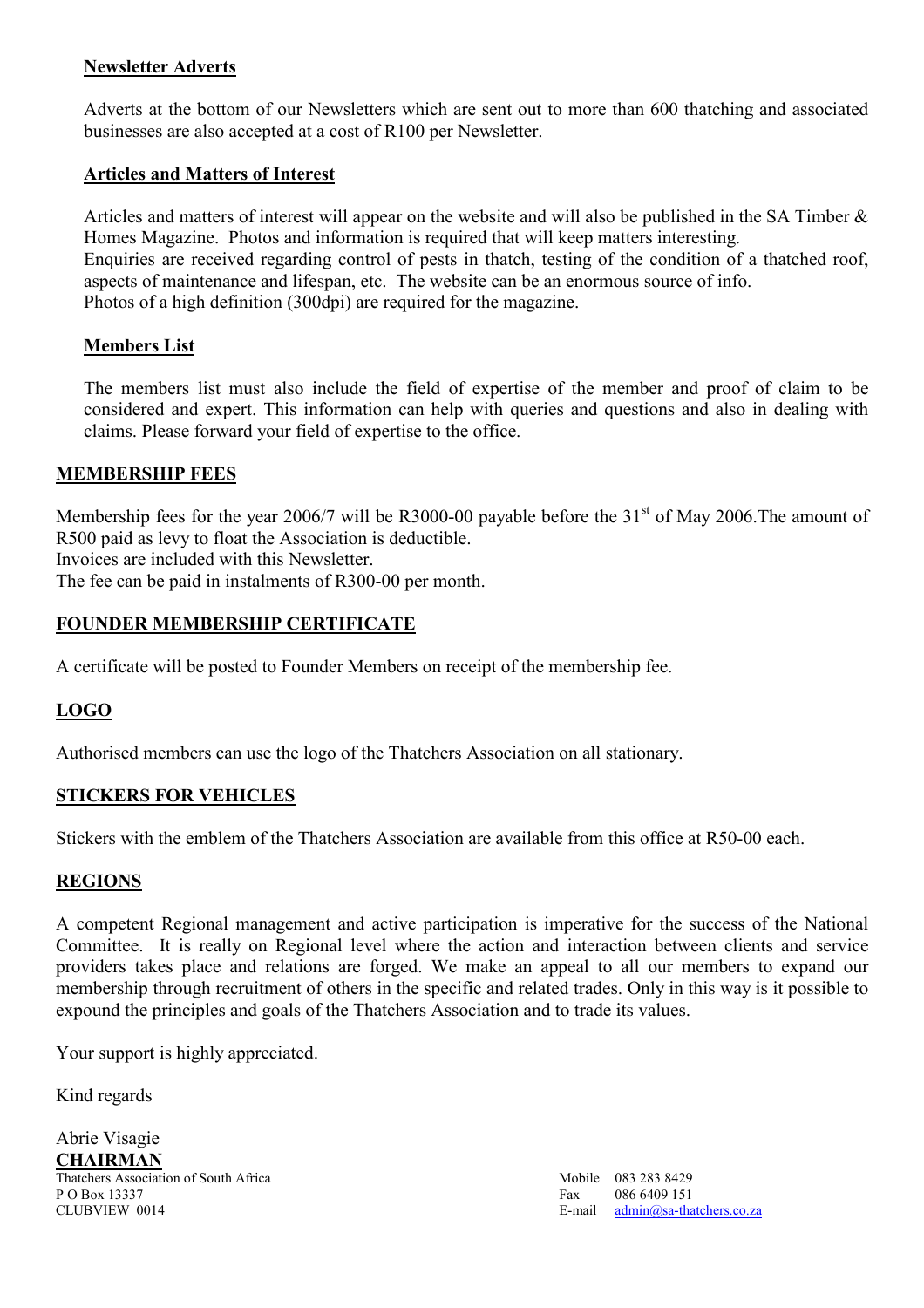**Newsletter Adverts**

Adverts at the bottom of our Newsletters which are sent out to more than 600 thatching and associated businesses are also accepted at a cost of R100 per Newsletter.

**Articles and Matters of Interest**

Articles and matters of interest will appear on the website and will also be published in the SA Timber & Homes Magazine. Photos and information is required that will keep matters interesting.
Enquiries are received regarding control of pests in thatch, testing of the condition of a thatched roof, aspects of maintenance and lifespan, etc. The website can be an enormous source of info.
Photos of a high definition (300dpi) are required for the magazine.

**Members List**

The members list must also include the field of expertise of the member and proof of claim to be considered and expert. This information can help with queries and questions and also in dealing with claims. Please forward your field of expertise to the office.

## MEMBERSHIP FEES

Membership fees for the year 2006/7 will be R3000-00 payable before the 31st of May 2006.The amount of R500 paid as levy to float the Association is deductible.
Invoices are included with this Newsletter.
The fee can be paid in instalments of R300-00 per month.

## FOUNDER MEMBERSHIP CERTIFICATE

A certificate will be posted to Founder Members on receipt of the membership fee.

## LOGO

Authorised members can use the logo of the Thatchers Association on all stationary.

## STICKERS FOR VEHICLES

Stickers with the emblem of the Thatchers Association are available from this office at R50-00 each.

## REGIONS

A competent Regional management and active participation is imperative for the success of the National Committee. It is really on Regional level where the action and interaction between clients and service providers takes place and relations are forged. We make an appeal to all our members to expand our membership through recruitment of others in the specific and related trades. Only in this way is it possible to expound the principles and goals of the Thatchers Association and to trade its values.

Your support is highly appreciated.

Kind regards

Abrie Visagie
**CHAIRMAN**

Thatchers Association of South Africa
P O Box 13337
CLUBVIEW 0014

Mobile 083 283 8429
Fax 086 6409 151
E-mail admin@sa-thatchers.co.za